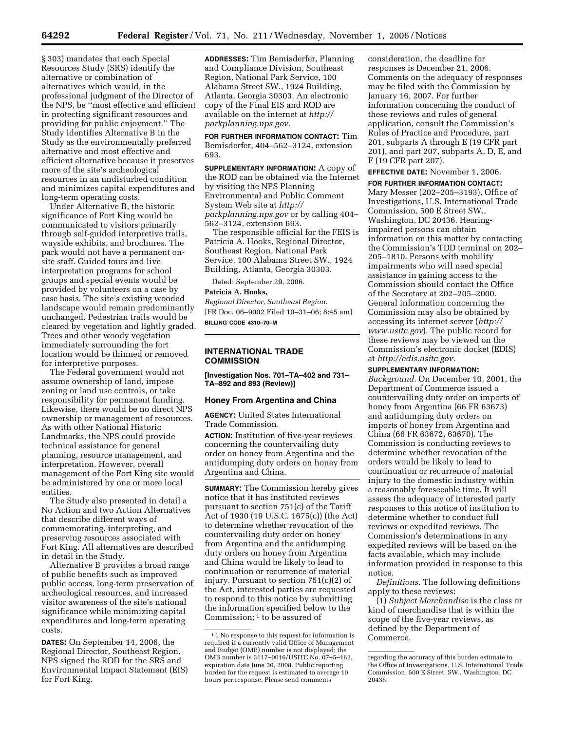§ 303) mandates that each Special Resources Study (SRS) identify the alternative or combination of alternatives which would, in the professional judgment of the Director of the NPS, be ''most effective and efficient in protecting significant resources and providing for public enjoyment.'' The Study identifies Alternative B in the Study as the environmentally preferred alternative and most effective and efficient alternative because it preserves more of the site's archeological resources in an undisturbed condition and minimizes capital expenditures and long-term operating costs.

Under Alternative B, the historic significance of Fort King would be communicated to visitors primarily through self-guided interpretive trails, wayside exhibits, and brochures. The park would not have a permanent on-site staff. Guided tours and live interpretation programs for school groups and special events would be provided by volunteers on a case by case basis. The site's existing wooded landscape would remain predominantly unchanged. Pedestrian trails would be cleared by vegetation and lightly graded. Trees and other woody vegetation immediately surrounding the fort location would be thinned or removed for interpretive purposes.

The Federal government would not assume ownership of land, impose zoning or land use controls, or take responsibility for permanent funding. Likewise, there would be no direct NPS ownership or management of resources. As with other National Historic Landmarks, the NPS could provide technical assistance for general planning, resource management, and interpretation. However, overall management of the Fort King site would be administered by one or more local entities.

The Study also presented in detail a No Action and two Action Alternatives that describe different ways of commemorating, interpreting, and preserving resources associated with Fort King. All alternatives are described in detail in the Study.

Alternative B provides a broad range of public benefits such as improved public access, long-term preservation of archeological resources, and increased visitor awareness of the site's national significance while minimizing capital expenditures and long-term operating costs.

**DATES:** On September 14, 2006, the Regional Director, Southeast Region, NPS signed the ROD for the SRS and Environmental Impact Statement (EIS) for Fort King.

**ADDRESSES:** Tim Bemisderfer, Planning and Compliance Division, Southeast Region, National Park Service, 100 Alabama Street SW., 1924 Building, Atlanta, Georgia 30303. An electronic copy of the Final EIS and ROD are available on the internet at *http://parkplanning.nps.gov*.

**FOR FURTHER INFORMATION CONTACT:** Tim Bemisderfer, 404–562–3124, extension 693.

**SUPPLEMENTARY INFORMATION:** A copy of the ROD can be obtained via the Internet by visiting the NPS Planning Environmental and Public Comment System Web site at *http://parkplanning.nps.gov* or by calling 404–562–3124, extension 693.

The responsible official for the FEIS is Patricia A. Hooks, Regional Director, Southeast Region, National Park Service, 100 Alabama Street SW., 1924 Building, Atlanta, Georgia 30303.

Dated: September 29, 2006.

**Patricia A. Hooks,**

*Regional Director, Southeast Region.*

[FR Doc. 06–9002 Filed 10–31–06; 8:45 am]

**BILLING CODE 4310–70–M**

## INTERNATIONAL TRADE COMMISSION

**[Investigation Nos. 701–TA–402 and 731–TA–892 and 893 (Review)]**

### Honey From Argentina and China

**AGENCY:** United States International Trade Commission.

**ACTION:** Institution of five-year reviews concerning the countervailing duty order on honey from Argentina and the antidumping duty orders on honey from Argentina and China.

**SUMMARY:** The Commission hereby gives notice that it has instituted reviews pursuant to section 751(c) of the Tariff Act of 1930 (19 U.S.C. 1675(c)) (the Act) to determine whether revocation of the countervailing duty order on honey from Argentina and the antidumping duty orders on honey from Argentina and China would be likely to lead to continuation or recurrence of material injury. Pursuant to section 751(c)(2) of the Act, interested parties are requested to respond to this notice by submitting the information specified below to the Commission;[1] to be assured of consideration, the deadline for responses is December 21, 2006. Comments on the adequacy of responses may be filed with the Commission by January 16, 2007. For further information concerning the conduct of these reviews and rules of general application, consult the Commission's Rules of Practice and Procedure, part 201, subparts A through E (19 CFR part 201), and part 207, subparts A, D, E, and F (19 CFR part 207).

**EFFECTIVE DATE:** November 1, 2006.

**FOR FURTHER INFORMATION CONTACT:** Mary Messer (202–205–3193), Office of Investigations, U.S. International Trade Commission, 500 E Street SW., Washington, DC 20436. Hearing-impaired persons can obtain information on this matter by contacting the Commission's TDD terminal on 202–205–1810. Persons with mobility impairments who will need special assistance in gaining access to the Commission should contact the Office of the Secretary at 202–205–2000. General information concerning the Commission may also be obtained by accessing its internet server (*http://www.usitc.gov*). The public record for these reviews may be viewed on the Commission's electronic docket (EDIS) at *http://edis.usitc.gov.*

**SUPPLEMENTARY INFORMATION:**

*Background.* On December 10, 2001, the Department of Commerce issued a countervailing duty order on imports of honey from Argentina (66 FR 63673) and antidumping duty orders on imports of honey from Argentina and China (66 FR 63672, 63670). The Commission is conducting reviews to determine whether revocation of the orders would be likely to lead to continuation or recurrence of material injury to the domestic industry within a reasonably foreseeable time. It will assess the adequacy of interested party responses to this notice of institution to determine whether to conduct full reviews or expedited reviews. The Commission's determinations in any expedited reviews will be based on the facts available, which may include information provided in response to this notice.

*Definitions.* The following definitions apply to these reviews:

(1) *Subject Merchandise* is the class or kind of merchandise that is within the scope of the five-year reviews, as defined by the Department of Commerce.

---

[1] No response to this request for information is required if a currently valid Office of Management and Budget (OMB) number is not displayed; the OMB number is 3117–0016/USITC No. 07–5–162, expiration date June 30, 2008. Public reporting burden for the request is estimated to average 10 hours per response. Please send comments regarding the accuracy of this burden estimate to the Office of Investigations, U.S. International Trade Commission, 500 E Street, SW., Washington, DC 20436.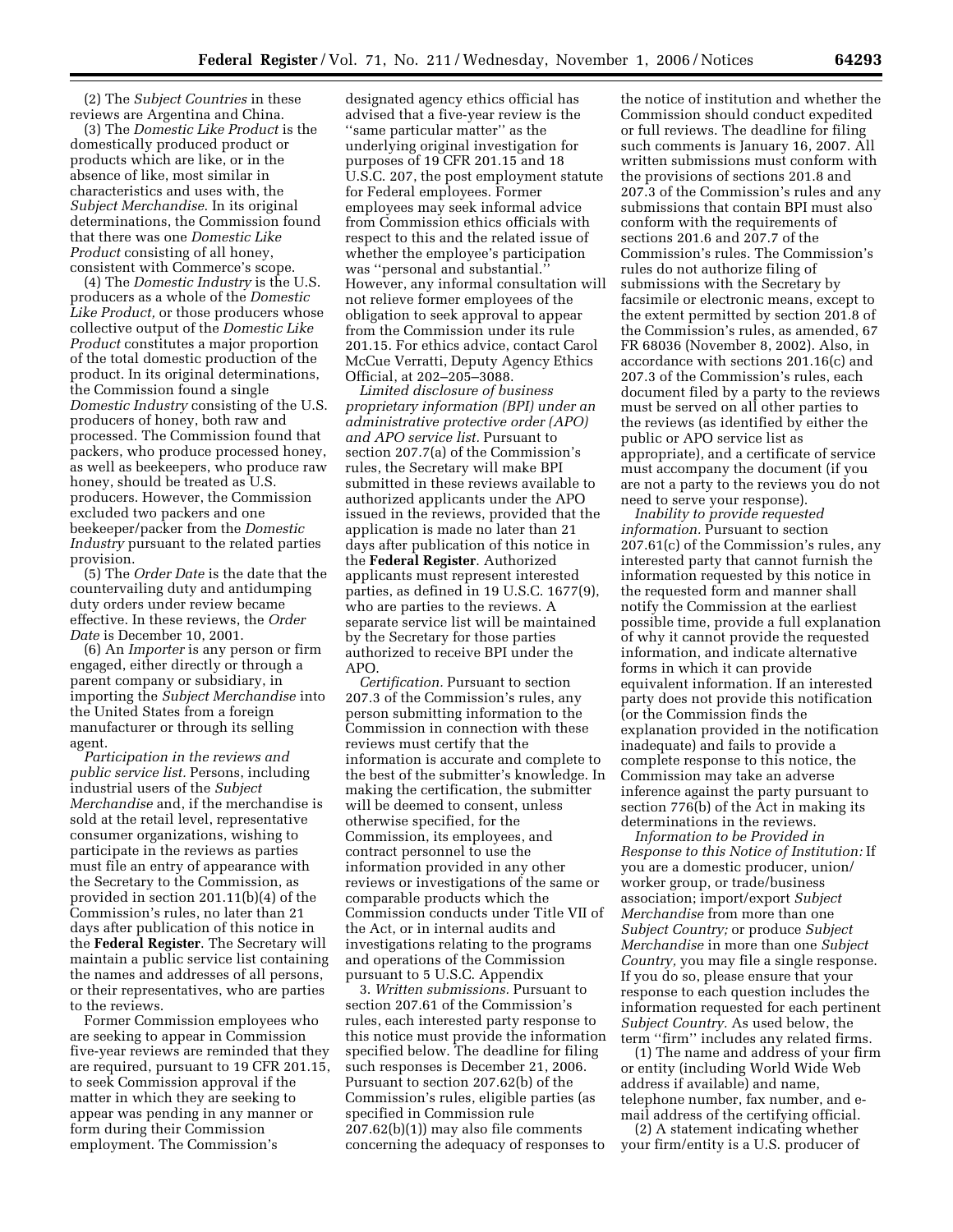(2) The *Subject Countries* in these reviews are Argentina and China.

(3) The *Domestic Like Product* is the domestically produced product or products which are like, or in the absence of like, most similar in characteristics and uses with, the *Subject Merchandise*. In its original determinations, the Commission found that there was one *Domestic Like Product* consisting of all honey, consistent with Commerce's scope.

(4) The *Domestic Industry* is the U.S. producers as a whole of the *Domestic Like Product,* or those producers whose collective output of the *Domestic Like Product* constitutes a major proportion of the total domestic production of the product. In its original determinations, the Commission found a single *Domestic Industry* consisting of the U.S. producers of honey, both raw and processed. The Commission found that packers, who produce processed honey, as well as beekeepers, who produce raw honey, should be treated as U.S. producers. However, the Commission excluded two packers and one beekeeper/packer from the *Domestic Industry* pursuant to the related parties provision.

(5) The *Order Date* is the date that the countervailing duty and antidumping duty orders under review became effective. In these reviews, the *Order Date* is December 10, 2001.

(6) An *Importer* is any person or firm engaged, either directly or through a parent company or subsidiary, in importing the *Subject Merchandise* into the United States from a foreign manufacturer or through its selling agent.

*Participation in the reviews and public service list.* Persons, including industrial users of the *Subject Merchandise* and, if the merchandise is sold at the retail level, representative consumer organizations, wishing to participate in the reviews as parties must file an entry of appearance with the Secretary to the Commission, as provided in section 201.11(b)(4) of the Commission's rules, no later than 21 days after publication of this notice in the **Federal Register**. The Secretary will maintain a public service list containing the names and addresses of all persons, or their representatives, who are parties to the reviews.

Former Commission employees who are seeking to appear in Commission five-year reviews are reminded that they are required, pursuant to 19 CFR 201.15, to seek Commission approval if the matter in which they are seeking to appear was pending in any manner or form during their Commission employment. The Commission's designated agency ethics official has advised that a five-year review is the ''same particular matter'' as the underlying original investigation for purposes of 19 CFR 201.15 and 18 U.S.C. 207, the post employment statute for Federal employees. Former employees may seek informal advice from Commission ethics officials with respect to this and the related issue of whether the employee's participation was ''personal and substantial.'' However, any informal consultation will not relieve former employees of the obligation to seek approval to appear from the Commission under its rule 201.15. For ethics advice, contact Carol McCue Verratti, Deputy Agency Ethics Official, at 202–205–3088.

*Limited disclosure of business proprietary information (BPI) under an administrative protective order (APO) and APO service list.* Pursuant to section 207.7(a) of the Commission's rules, the Secretary will make BPI submitted in these reviews available to authorized applicants under the APO issued in the reviews, provided that the application is made no later than 21 days after publication of this notice in the **Federal Register**. Authorized applicants must represent interested parties, as defined in 19 U.S.C. 1677(9), who are parties to the reviews. A separate service list will be maintained by the Secretary for those parties authorized to receive BPI under the APO.

*Certification.* Pursuant to section 207.3 of the Commission's rules, any person submitting information to the Commission in connection with these reviews must certify that the information is accurate and complete to the best of the submitter's knowledge. In making the certification, the submitter will be deemed to consent, unless otherwise specified, for the Commission, its employees, and contract personnel to use the information provided in any other reviews or investigations of the same or comparable products which the Commission conducts under Title VII of the Act, or in internal audits and investigations relating to the programs and operations of the Commission pursuant to 5 U.S.C. Appendix

3. *Written submissions.* Pursuant to section 207.61 of the Commission's rules, each interested party response to this notice must provide the information specified below. The deadline for filing such responses is December 21, 2006. Pursuant to section 207.62(b) of the Commission's rules, eligible parties (as specified in Commission rule 207.62(b)(1)) may also file comments concerning the adequacy of responses to the notice of institution and whether the Commission should conduct expedited or full reviews. The deadline for filing such comments is January 16, 2007. All written submissions must conform with the provisions of sections 201.8 and 207.3 of the Commission's rules and any submissions that contain BPI must also conform with the requirements of sections 201.6 and 207.7 of the Commission's rules. The Commission's rules do not authorize filing of submissions with the Secretary by facsimile or electronic means, except to the extent permitted by section 201.8 of the Commission's rules, as amended, 67 FR 68036 (November 8, 2002). Also, in accordance with sections 201.16(c) and 207.3 of the Commission's rules, each document filed by a party to the reviews must be served on all other parties to the reviews (as identified by either the public or APO service list as appropriate), and a certificate of service must accompany the document (if you are not a party to the reviews you do not need to serve your response).

*Inability to provide requested information.* Pursuant to section 207.61(c) of the Commission's rules, any interested party that cannot furnish the information requested by this notice in the requested form and manner shall notify the Commission at the earliest possible time, provide a full explanation of why it cannot provide the requested information, and indicate alternative forms in which it can provide equivalent information. If an interested party does not provide this notification (or the Commission finds the explanation provided in the notification inadequate) and fails to provide a complete response to this notice, the Commission may take an adverse inference against the party pursuant to section 776(b) of the Act in making its determinations in the reviews.

*Information to be Provided in Response to this Notice of Institution:* If you are a domestic producer, union/worker group, or trade/business association; import/export *Subject Merchandise* from more than one *Subject Country;* or produce *Subject Merchandise* in more than one *Subject Country,* you may file a single response. If you do so, please ensure that your response to each question includes the information requested for each pertinent *Subject Country.* As used below, the term ''firm'' includes any related firms.

(1) The name and address of your firm or entity (including World Wide Web address if available) and name, telephone number, fax number, and e-mail address of the certifying official.

(2) A statement indicating whether your firm/entity is a U.S. producer of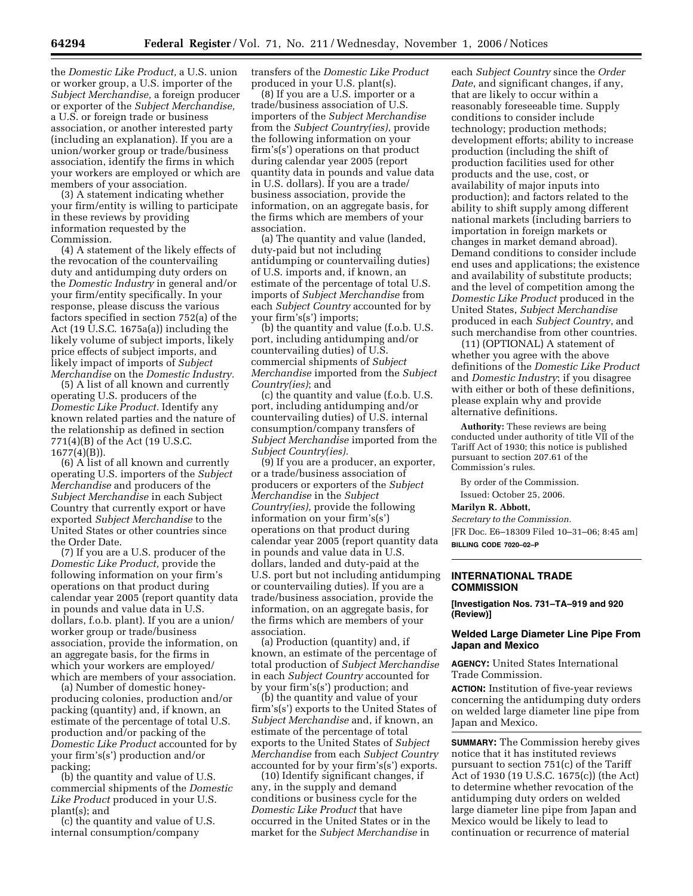the *Domestic Like Product,* a U.S. union or worker group, a U.S. importer of the *Subject Merchandise,* a foreign producer or exporter of the *Subject Merchandise,* a U.S. or foreign trade or business association, or another interested party (including an explanation). If you are a union/worker group or trade/business association, identify the firms in which your workers are employed or which are members of your association.

(3) A statement indicating whether your firm/entity is willing to participate in these reviews by providing information requested by the Commission.

(4) A statement of the likely effects of the revocation of the countervailing duty and antidumping duty orders on the *Domestic Industry* in general and/or your firm/entity specifically. In your response, please discuss the various factors specified in section 752(a) of the Act (19 U.S.C. 1675a(a)) including the likely volume of subject imports, likely price effects of subject imports, and likely impact of imports of *Subject Merchandise* on the *Domestic Industry.*

(5) A list of all known and currently operating U.S. producers of the *Domestic Like Product.* Identify any known related parties and the nature of the relationship as defined in section 771(4)(B) of the Act (19 U.S.C. 1677(4)(B)).

(6) A list of all known and currently operating U.S. importers of the *Subject Merchandise* and producers of the *Subject Merchandise* in each Subject Country that currently export or have exported *Subject Merchandise* to the United States or other countries since the Order Date.

(7) If you are a U.S. producer of the *Domestic Like Product,* provide the following information on your firm's operations on that product during calendar year 2005 (report quantity data in pounds and value data in U.S. dollars, f.o.b. plant). If you are a union/worker group or trade/business association, provide the information, on an aggregate basis, for the firms in which your workers are employed/which are members of your association.

(a) Number of domestic honey-producing colonies, production and/or packing (quantity) and, if known, an estimate of the percentage of total U.S. production and/or packing of the *Domestic Like Product* accounted for by your firm's(s') production and/or packing;

(b) the quantity and value of U.S. commercial shipments of the *Domestic Like Product* produced in your U.S. plant(s); and

(c) the quantity and value of U.S. internal consumption/company transfers of the *Domestic Like Product* produced in your U.S. plant(s).

(8) If you are a U.S. importer or a trade/business association of U.S. importers of the *Subject Merchandise* from the *Subject Country(ies)*, provide the following information on your firm's(s') operations on that product during calendar year 2005 (report quantity data in pounds and value data in U.S. dollars). If you are a trade/business association, provide the information, on an aggregate basis, for the firms which are members of your association.

(a) The quantity and value (landed, duty-paid but not including antidumping or countervailing duties) of U.S. imports and, if known, an estimate of the percentage of total U.S. imports of *Subject Merchandise* from each *Subject Country* accounted for by your firm's(s') imports;

(b) the quantity and value (f.o.b. U.S. port, including antidumping and/or countervailing duties) of U.S. commercial shipments of *Subject Merchandise* imported from the *Subject Country(ies)*; and

(c) the quantity and value (f.o.b. U.S. port, including antidumping and/or countervailing duties) of U.S. internal consumption/company transfers of *Subject Merchandise* imported from the *Subject Country(ies).*

(9) If you are a producer, an exporter, or a trade/business association of producers or exporters of the *Subject Merchandise* in the *Subject Country(ies),* provide the following information on your firm's(s') operations on that product during calendar year 2005 (report quantity data in pounds and value data in U.S. dollars, landed and duty-paid at the U.S. port but not including antidumping or countervailing duties). If you are a trade/business association, provide the information, on an aggregate basis, for the firms which are members of your association.

(a) Production (quantity) and, if known, an estimate of the percentage of total production of *Subject Merchandise* in each *Subject Country* accounted for by your firm's(s') production; and

(b) the quantity and value of your firm's(s') exports to the United States of *Subject Merchandise* and, if known, an estimate of the percentage of total exports to the United States of *Subject Merchandise* from each *Subject Country* accounted for by your firm's(s') exports.

(10) Identify significant changes, if any, in the supply and demand conditions or business cycle for the *Domestic Like Product* that have occurred in the United States or in the market for the *Subject Merchandise* in each *Subject Country* since the *Order Date*, and significant changes, if any, that are likely to occur within a reasonably foreseeable time. Supply conditions to consider include technology; production methods; development efforts; ability to increase production (including the shift of production facilities used for other products and the use, cost, or availability of major inputs into production); and factors related to the ability to shift supply among different national markets (including barriers to importation in foreign markets or changes in market demand abroad). Demand conditions to consider include end uses and applications; the existence and availability of substitute products; and the level of competition among the *Domestic Like Product* produced in the United States, *Subject Merchandise* produced in each *Subject Country*, and such merchandise from other countries.

(11) (OPTIONAL) A statement of whether you agree with the above definitions of the *Domestic Like Product* and *Domestic Industry*; if you disagree with either or both of these definitions, please explain why and provide alternative definitions.

**Authority:** These reviews are being conducted under authority of title VII of the Tariff Act of 1930; this notice is published pursuant to section 207.61 of the Commission's rules.

By order of the Commission.

Issued: October 25, 2006.

**Marilyn R. Abbott,**

*Secretary to the Commission.*

[FR Doc. E6–18309 Filed 10–31–06; 8:45 am]

**BILLING CODE 7020–02–P**

---

## INTERNATIONAL TRADE COMMISSION

**[Investigation Nos. 731–TA–919 and 920 (Review)]**

### Welded Large Diameter Line Pipe From Japan and Mexico

**AGENCY:** United States International Trade Commission.

**ACTION:** Institution of five-year reviews concerning the antidumping duty orders on welded large diameter line pipe from Japan and Mexico.

**SUMMARY:** The Commission hereby gives notice that it has instituted reviews pursuant to section 751(c) of the Tariff Act of 1930 (19 U.S.C. 1675(c)) (the Act) to determine whether revocation of the antidumping duty orders on welded large diameter line pipe from Japan and Mexico would be likely to lead to continuation or recurrence of material